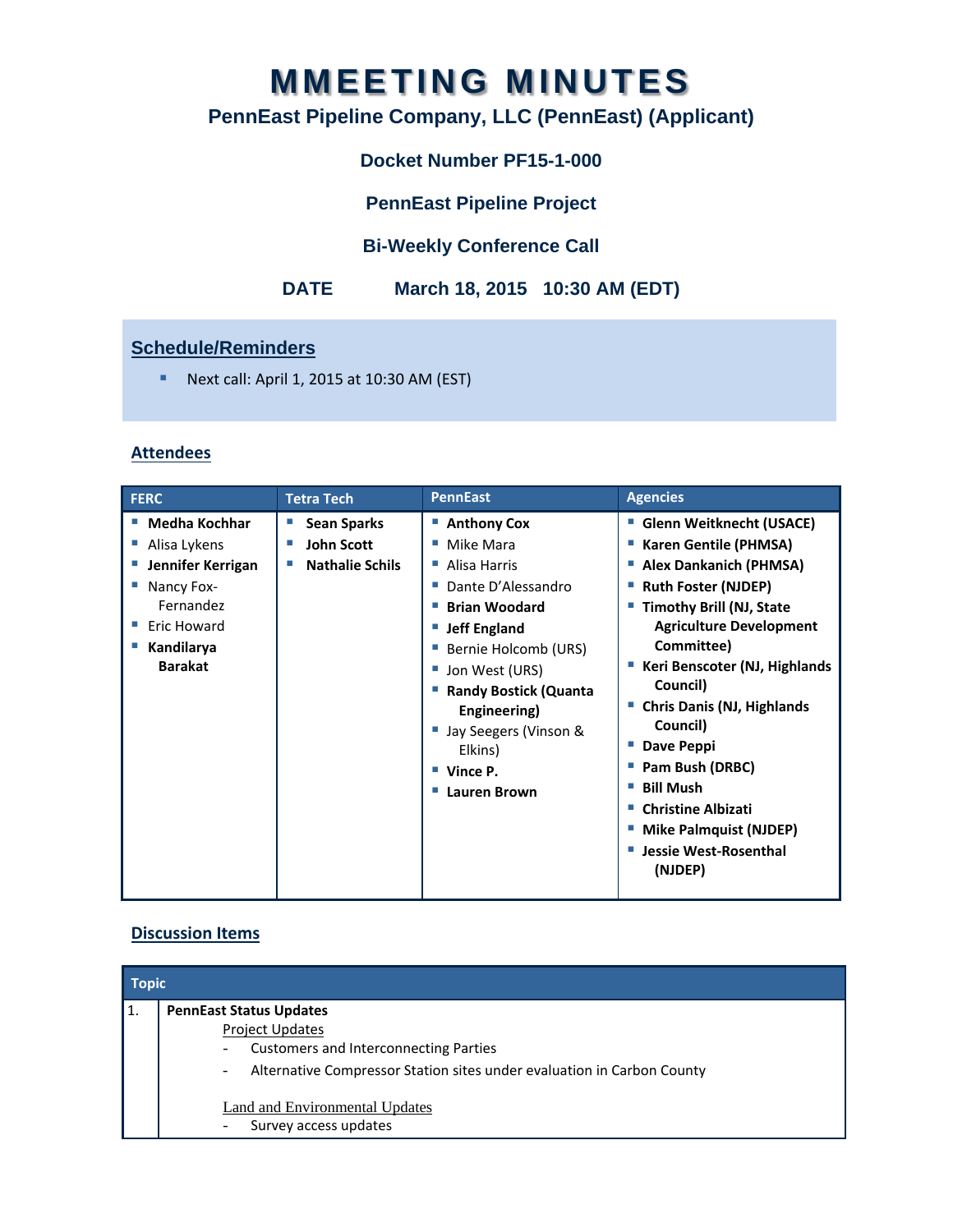# MMEETING MINUTES

## PennEast Pipeline Company, LLC (PennEast) (Applicant)

### Docket Number PF15-1-000

### PennEast Pipeline Project

### Bi-Weekly Conference Call

### DATE March 18, 2015 10:30 AM (EDT)

## Schedule/Reminders

- Next call: April 1, 2015 at 10:30 AM (EST)

## Attendees

| FERC | Tetra Tech | PennEast | Agencies |
|---|---|---|---|
| **Medha Kochhar**<br>Alisa Lykens<br>**Jennifer Kerrigan**<br>Nancy Fox-Fernandez<br>Eric Howard<br>**Kandilarya Barakat** | **Sean Sparks**<br>**John Scott**<br>**Nathalie Schils** | **Anthony Cox**<br>Mike Mara<br>Alisa Harris<br>Dante D'Alessandro<br>**Brian Woodard**<br>**Jeff England**<br>Bernie Holcomb (URS)<br>Jon West (URS)<br>**Randy Bostick (Quanta Engineering)**<br>Jay Seegers (Vinson & Elkins)<br>**Vince P.**<br>**Lauren Brown** | **Glenn Weitknecht (USACE)**<br>**Karen Gentile (PHMSA)**<br>**Alex Dankanich (PHMSA)**<br>**Ruth Foster (NJDEP)**<br>**Timothy Brill (NJ, State Agriculture Development Committee)**<br>**Keri Benscoter (NJ, Highlands Council)**<br>**Chris Danis (NJ, Highlands Council)**<br>**Dave Peppi**<br>**Pam Bush (DRBC)**<br>**Bill Mush**<br>**Christine Albizati**<br>**Mike Palmquist (NJDEP)**<br>**Jessie West-Rosenthal (NJDEP)** |

## Discussion Items

| | Topic |
|---|---|
| 1. | **PennEast Status Updates**<br>Project Updates<br>- Customers and Interconnecting Parties<br>- Alternative Compressor Station sites under evaluation in Carbon County<br><br>Land and Environmental Updates<br>- Survey access updates |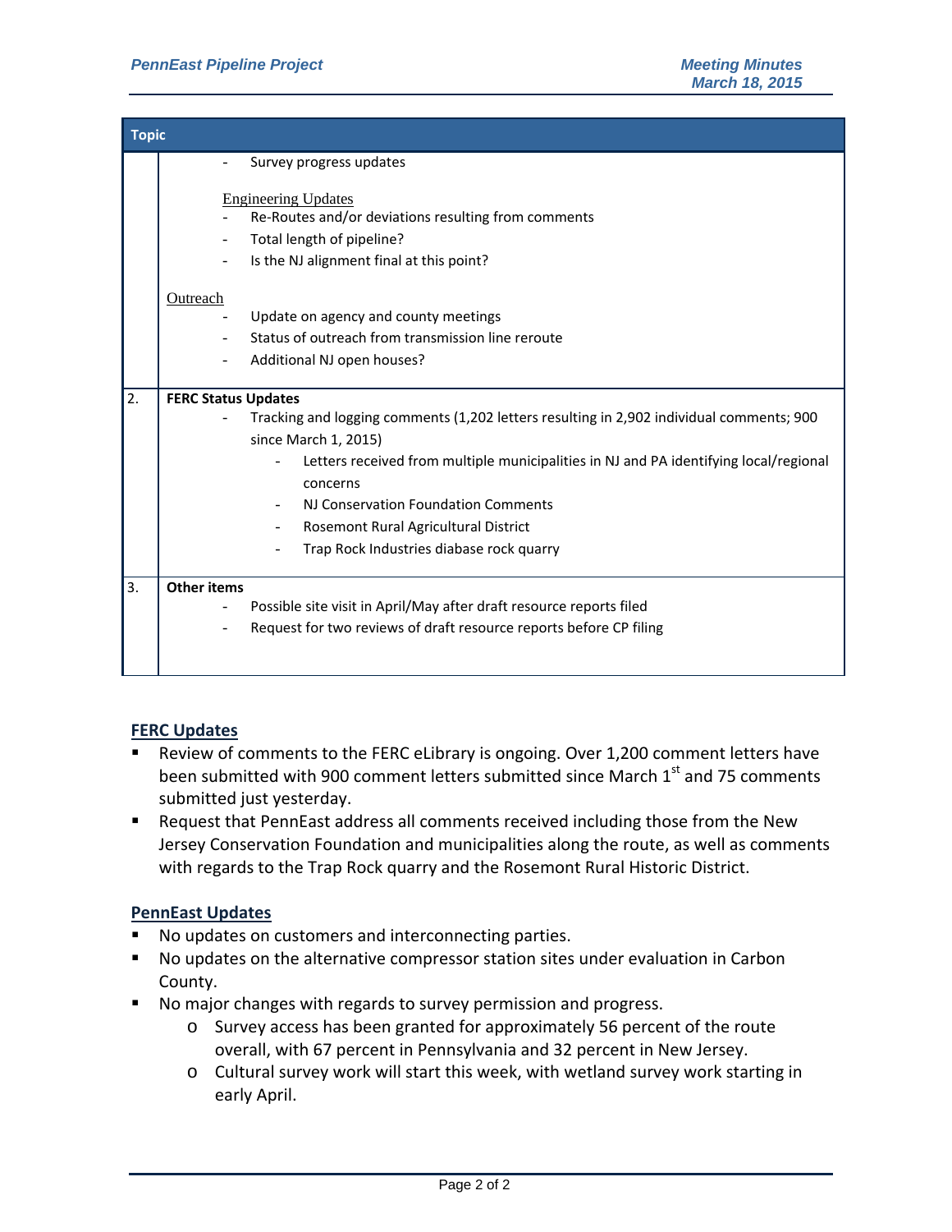| | Topic |
|---|---|
| | - Survey progress updates<br><br>Engineering Updates<br>- Re-Routes and/or deviations resulting from comments<br>- Total length of pipeline?<br>- Is the NJ alignment final at this point?<br><br>Outreach<br>- Update on agency and county meetings<br>- Status of outreach from transmission line reroute<br>- Additional NJ open houses? |
| 2. | **FERC Status Updates**<br>- Tracking and logging comments (1,202 letters resulting in 2,902 individual comments; 900 since March 1, 2015)<br>&nbsp;&nbsp;&nbsp;&nbsp;- Letters received from multiple municipalities in NJ and PA identifying local/regional concerns<br>&nbsp;&nbsp;&nbsp;&nbsp;- NJ Conservation Foundation Comments<br>&nbsp;&nbsp;&nbsp;&nbsp;- Rosemont Rural Agricultural District<br>&nbsp;&nbsp;&nbsp;&nbsp;- Trap Rock Industries diabase rock quarry |
| 3. | **Other items**<br>- Possible site visit in April/May after draft resource reports filed<br>- Request for two reviews of draft resource reports before CP filing |

## FERC Updates

- Review of comments to the FERC eLibrary is ongoing. Over 1,200 comment letters have been submitted with 900 comment letters submitted since March 1st and 75 comments submitted just yesterday.
- Request that PennEast address all comments received including those from the New Jersey Conservation Foundation and municipalities along the route, as well as comments with regards to the Trap Rock quarry and the Rosemont Rural Historic District.

## PennEast Updates

- No updates on customers and interconnecting parties.
- No updates on the alternative compressor station sites under evaluation in Carbon County.
- No major changes with regards to survey permission and progress.
  - Survey access has been granted for approximately 56 percent of the route overall, with 67 percent in Pennsylvania and 32 percent in New Jersey.
  - Cultural survey work will start this week, with wetland survey work starting in early April.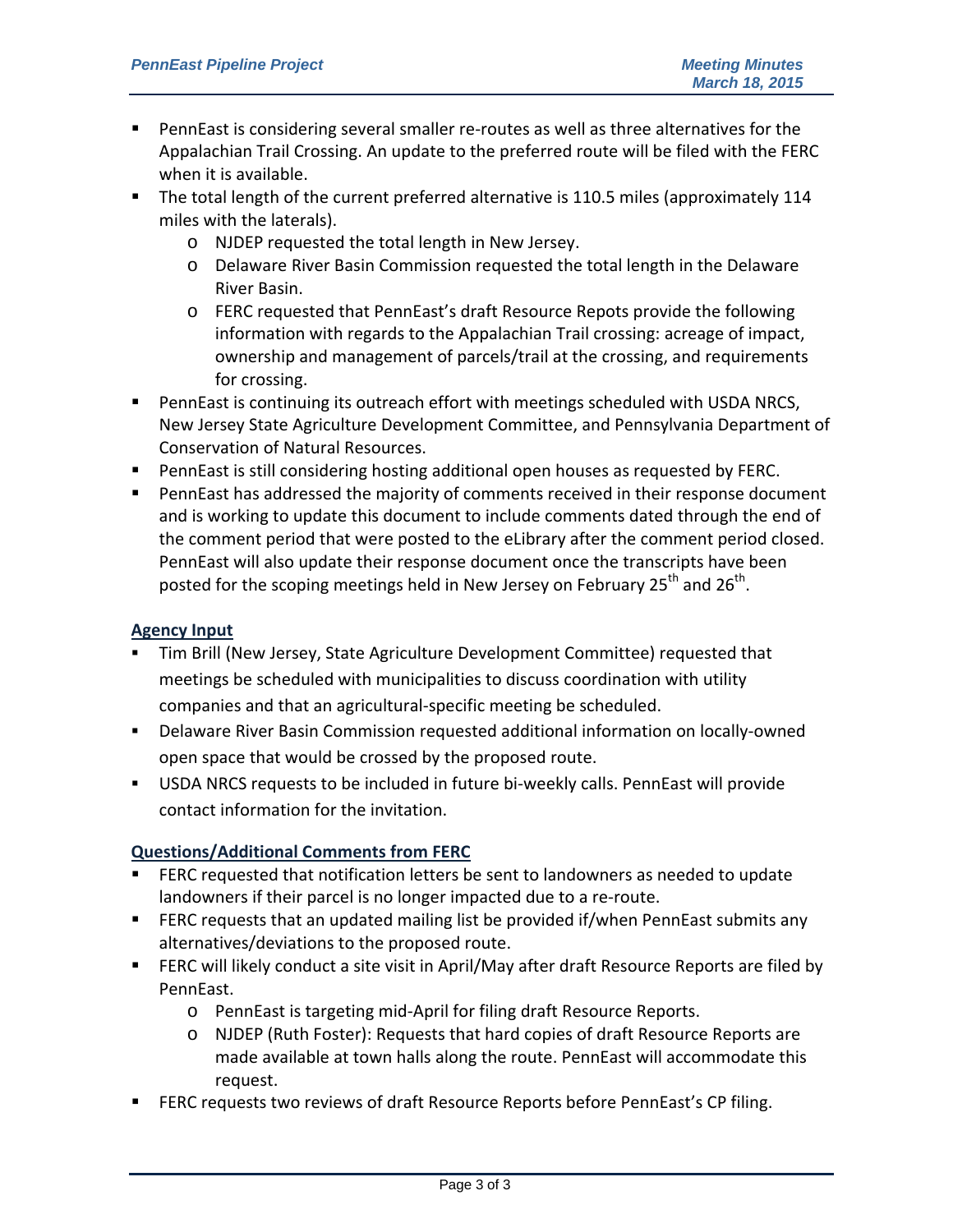- PennEast is considering several smaller re-routes as well as three alternatives for the Appalachian Trail Crossing. An update to the preferred route will be filed with the FERC when it is available.
- The total length of the current preferred alternative is 110.5 miles (approximately 114 miles with the laterals).
  - NJDEP requested the total length in New Jersey.
  - Delaware River Basin Commission requested the total length in the Delaware River Basin.
  - FERC requested that PennEast's draft Resource Repots provide the following information with regards to the Appalachian Trail crossing: acreage of impact, ownership and management of parcels/trail at the crossing, and requirements for crossing.
- PennEast is continuing its outreach effort with meetings scheduled with USDA NRCS, New Jersey State Agriculture Development Committee, and Pennsylvania Department of Conservation of Natural Resources.
- PennEast is still considering hosting additional open houses as requested by FERC.
- PennEast has addressed the majority of comments received in their response document and is working to update this document to include comments dated through the end of the comment period that were posted to the eLibrary after the comment period closed. PennEast will also update their response document once the transcripts have been posted for the scoping meetings held in New Jersey on February 25th and 26th.

## Agency Input

- Tim Brill (New Jersey, State Agriculture Development Committee) requested that meetings be scheduled with municipalities to discuss coordination with utility companies and that an agricultural-specific meeting be scheduled.
- Delaware River Basin Commission requested additional information on locally-owned open space that would be crossed by the proposed route.
- USDA NRCS requests to be included in future bi-weekly calls. PennEast will provide contact information for the invitation.

## Questions/Additional Comments from FERC

- FERC requested that notification letters be sent to landowners as needed to update landowners if their parcel is no longer impacted due to a re-route.
- FERC requests that an updated mailing list be provided if/when PennEast submits any alternatives/deviations to the proposed route.
- FERC will likely conduct a site visit in April/May after draft Resource Reports are filed by PennEast.
  - PennEast is targeting mid-April for filing draft Resource Reports.
  - NJDEP (Ruth Foster): Requests that hard copies of draft Resource Reports are made available at town halls along the route. PennEast will accommodate this request.
- FERC requests two reviews of draft Resource Reports before PennEast's CP filing.